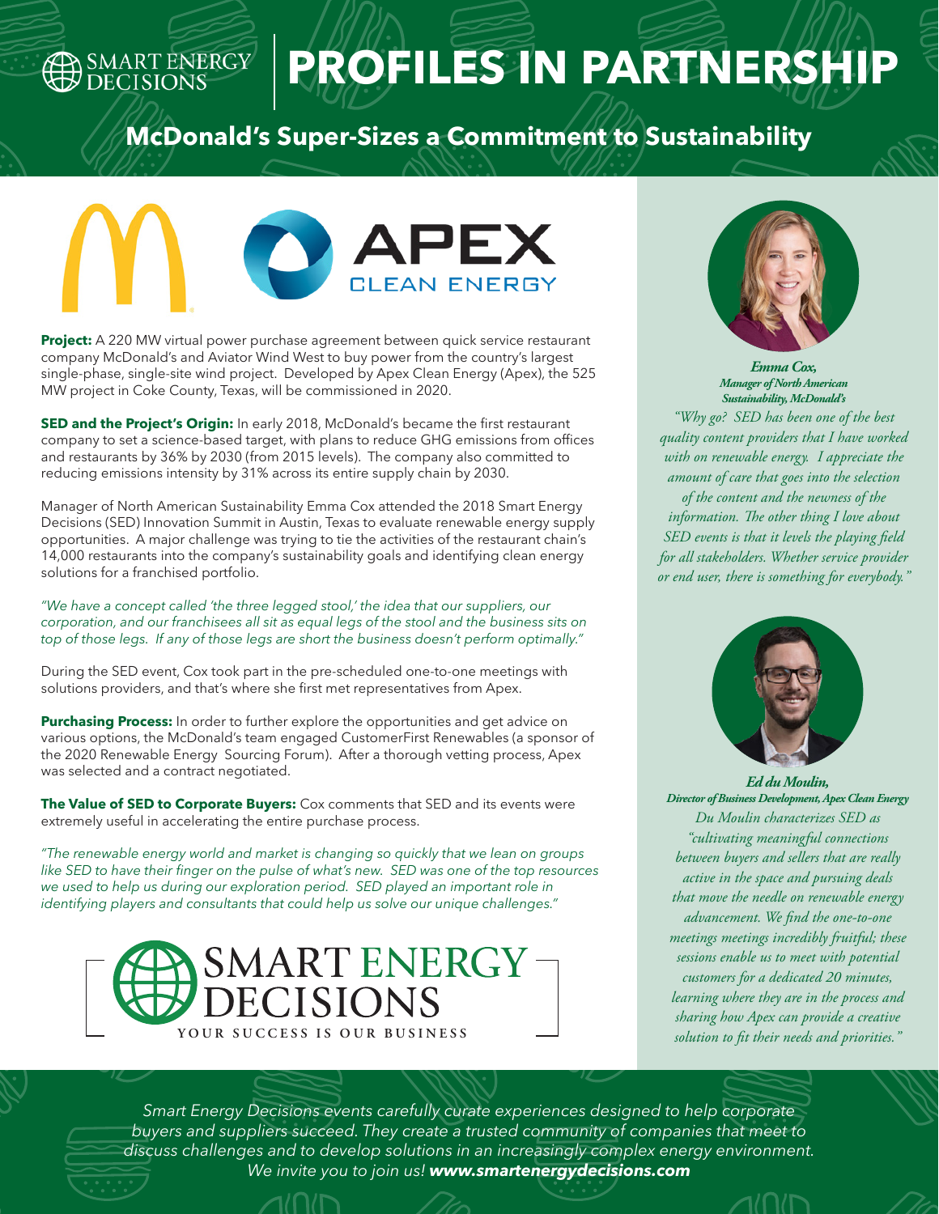SMART ENERGY DECISIONS

# PROFILES IN PARTNERSHIP

## McDonald's Super-Sizes a Commitment to Sustainability

APEX CLEAN ENERGY

**Project:** A 220 MW virtual power purchase agreement between quick service restaurant company McDonald's and Aviator Wind West to buy power from the country's largest single-phase, single-site wind project. Developed by Apex Clean Energy (Apex), the 525 MW project in Coke County, Texas, will be commissioned in 2020.

**SED and the Project's Origin:** In early 2018, McDonald's became the first restaurant company to set a science-based target, with plans to reduce GHG emissions from offices and restaurants by 36% by 2030 (from 2015 levels). The company also committed to reducing emissions intensity by 31% across its entire supply chain by 2030.

Manager of North American Sustainability Emma Cox attended the 2018 Smart Energy Decisions (SED) Innovation Summit in Austin, Texas to evaluate renewable energy supply opportunities. A major challenge was trying to tie the activities of the restaurant chain's 14,000 restaurants into the company's sustainability goals and identifying clean energy solutions for a franchised portfolio.

*"We have a concept called 'the three legged stool,' the idea that our suppliers, our corporation, and our franchisees all sit as equal legs of the stool and the business sits on top of those legs. If any of those legs are short the business doesn't perform optimally."*

During the SED event, Cox took part in the pre-scheduled one-to-one meetings with solutions providers, and that's where she first met representatives from Apex.

**Purchasing Process:** In order to further explore the opportunities and get advice on various options, the McDonald's team engaged CustomerFirst Renewables (a sponsor of the 2020 Renewable Energy Sourcing Forum). After a thorough vetting process, Apex was selected and a contract negotiated.

**The Value of SED to Corporate Buyers:** Cox comments that SED and its events were extremely useful in accelerating the entire purchase process.

*"The renewable energy world and market is changing so quickly that we lean on groups like SED to have their finger on the pulse of what's new. SED was one of the top resources we used to help us during our exploration period. SED played an important role in identifying players and consultants that could help us solve our unique challenges."*

SMART ENERGY DECISIONS
YOUR SUCCESS IS OUR BUSINESS

***Emma Cox,***
***Manager of North American Sustainability, McDonald's***

*"Why go? SED has been one of the best quality content providers that I have worked with on renewable energy. I appreciate the amount of care that goes into the selection of the content and the newness of the information. The other thing I love about SED events is that it levels the playing field for all stakeholders. Whether service provider or end user, there is something for everybody."*

***Ed du Moulin,***
***Director of Business Development, Apex Clean Energy***

*Du Moulin characterizes SED as "cultivating meaningful connections between buyers and sellers that are really active in the space and pursuing deals that move the needle on renewable energy advancement. We find the one-to-one meetings meetings incredibly fruitful; these sessions enable us to meet with potential customers for a dedicated 20 minutes, learning where they are in the process and sharing how Apex can provide a creative solution to fit their needs and priorities."*

*Smart Energy Decisions events carefully curate experiences designed to help corporate buyers and suppliers succeed. They create a trusted community of companies that meet to discuss challenges and to develop solutions in an increasingly complex energy environment. We invite you to join us!* ***www.smartenergydecisions.com***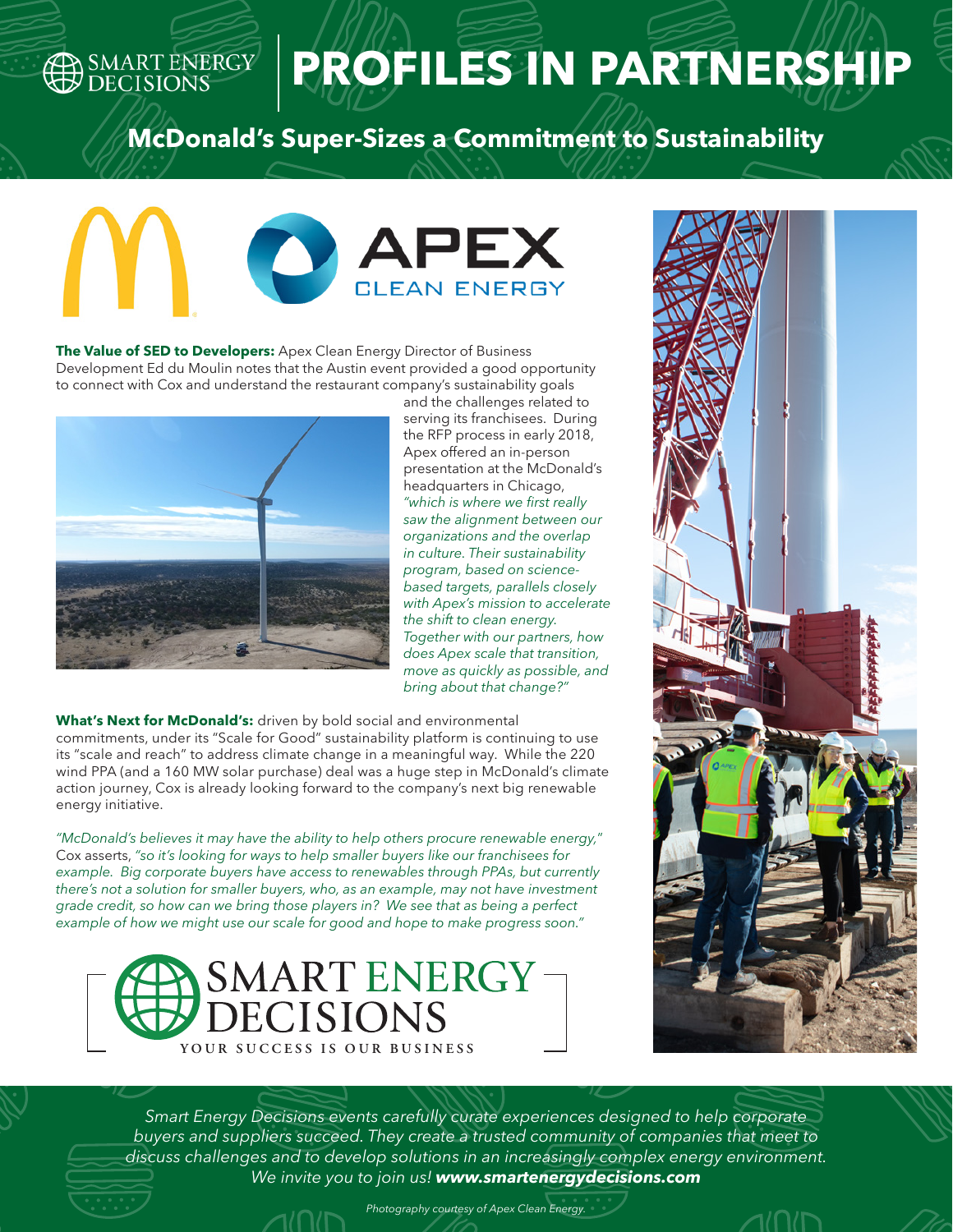# PROFILES IN PARTNERSHIP

## McDonald's Super-Sizes a Commitment to Sustainability

**The Value of SED to Developers:** Apex Clean Energy Director of Business Development Ed du Moulin notes that the Austin event provided a good opportunity to connect with Cox and understand the restaurant company's sustainability goals and the challenges related to serving its franchisees. During the RFP process in early 2018, Apex offered an in-person presentation at the McDonald's headquarters in Chicago, *"which is where we first really saw the alignment between our organizations and the overlap in culture. Their sustainability program, based on science-based targets, parallels closely with Apex's mission to accelerate the shift to clean energy. Together with our partners, how does Apex scale that transition, move as quickly as possible, and bring about that change?"*

**What's Next for McDonald's:** driven by bold social and environmental commitments, under its "Scale for Good" sustainability platform is continuing to use its "scale and reach" to address climate change in a meaningful way. While the 220 wind PPA (and a 160 MW solar purchase) deal was a huge step in McDonald's climate action journey, Cox is already looking forward to the company's next big renewable energy initiative.

*"McDonald's believes it may have the ability to help others procure renewable energy,"* Cox asserts, *"so it's looking for ways to help smaller buyers like our franchisees for example. Big corporate buyers have access to renewables through PPAs, but currently there's not a solution for smaller buyers, who, as an example, may not have investment grade credit, so how can we bring those players in? We see that as being a perfect example of how we might use our scale for good and hope to make progress soon."*

SMART ENERGY DECISIONS
YOUR SUCCESS IS OUR BUSINESS

*Smart Energy Decisions events carefully curate experiences designed to help corporate buyers and suppliers succeed. They create a trusted community of companies that meet to discuss challenges and to develop solutions in an increasingly complex energy environment. We invite you to join us!* ***www.smartenergydecisions.com***

*Photography courtesy of Apex Clean Energy.*